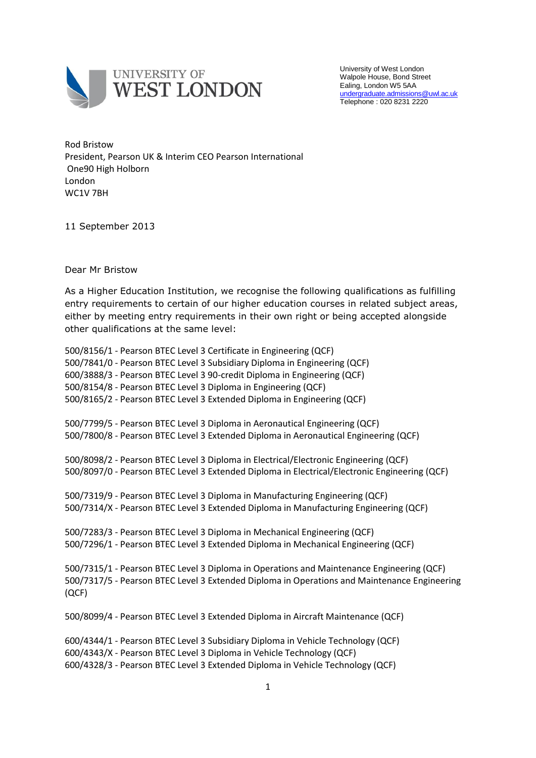UNIVERSITY OF WEST LONDON

University of West London
Walpole House, Bond Street
Ealing, London W5 5AA
undergraduate.admissions@uwl.ac.uk
Telephone : 020 8231 2220

Rod Bristow
President, Pearson UK & Interim CEO Pearson International
One90 High Holborn
London
WC1V 7BH

11 September 2013

Dear Mr Bristow

As a Higher Education Institution, we recognise the following qualifications as fulfilling entry requirements to certain of our higher education courses in related subject areas, either by meeting entry requirements in their own right or being accepted alongside other qualifications at the same level:

500/8156/1 - Pearson BTEC Level 3 Certificate in Engineering (QCF)
500/7841/0 - Pearson BTEC Level 3 Subsidiary Diploma in Engineering (QCF)
600/3888/3 - Pearson BTEC Level 3 90-credit Diploma in Engineering (QCF)
500/8154/8 - Pearson BTEC Level 3 Diploma in Engineering (QCF)
500/8165/2 - Pearson BTEC Level 3 Extended Diploma in Engineering (QCF)

500/7799/5 - Pearson BTEC Level 3 Diploma in Aeronautical Engineering (QCF)
500/7800/8 - Pearson BTEC Level 3 Extended Diploma in Aeronautical Engineering (QCF)

500/8098/2 - Pearson BTEC Level 3 Diploma in Electrical/Electronic Engineering (QCF)
500/8097/0 - Pearson BTEC Level 3 Extended Diploma in Electrical/Electronic Engineering (QCF)

500/7319/9 - Pearson BTEC Level 3 Diploma in Manufacturing Engineering (QCF)
500/7314/X - Pearson BTEC Level 3 Extended Diploma in Manufacturing Engineering (QCF)

500/7283/3 - Pearson BTEC Level 3 Diploma in Mechanical Engineering (QCF)
500/7296/1 - Pearson BTEC Level 3 Extended Diploma in Mechanical Engineering (QCF)

500/7315/1 - Pearson BTEC Level 3 Diploma in Operations and Maintenance Engineering (QCF)
500/7317/5 - Pearson BTEC Level 3 Extended Diploma in Operations and Maintenance Engineering (QCF)

500/8099/4 - Pearson BTEC Level 3 Extended Diploma in Aircraft Maintenance (QCF)

600/4344/1 - Pearson BTEC Level 3 Subsidiary Diploma in Vehicle Technology (QCF)
600/4343/X - Pearson BTEC Level 3 Diploma in Vehicle Technology (QCF)
600/4328/3 - Pearson BTEC Level 3 Extended Diploma in Vehicle Technology (QCF)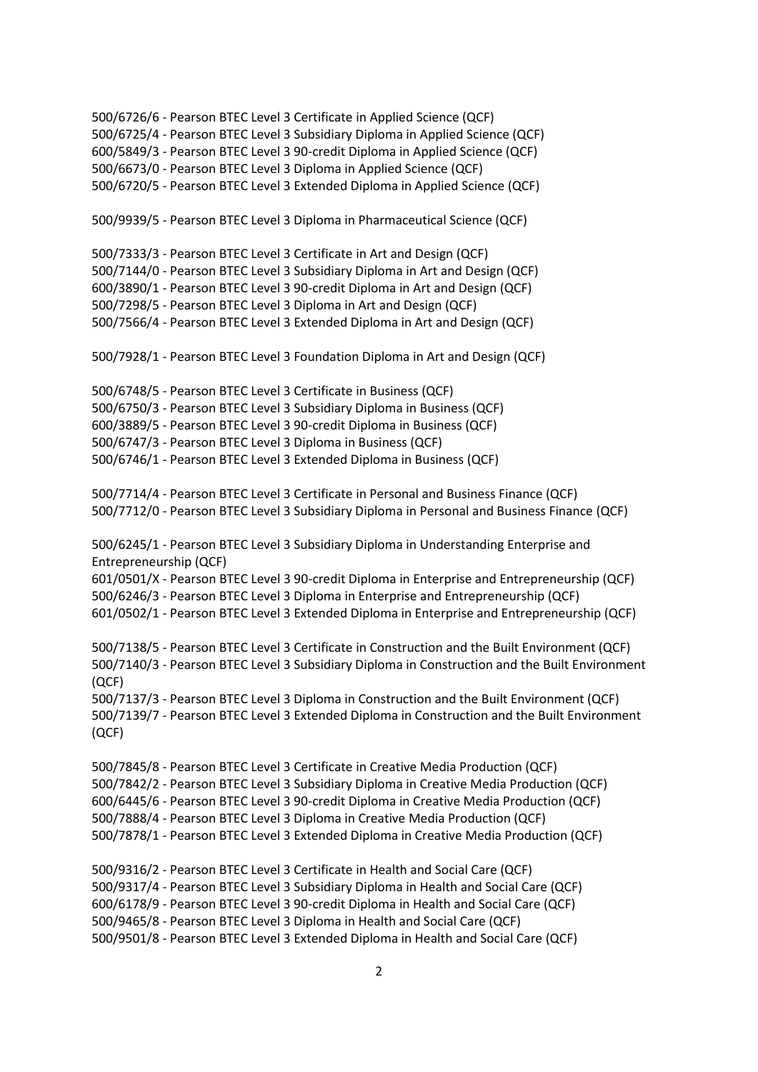500/6726/6 - Pearson BTEC Level 3 Certificate in Applied Science (QCF)
500/6725/4 - Pearson BTEC Level 3 Subsidiary Diploma in Applied Science (QCF)
600/5849/3 - Pearson BTEC Level 3 90-credit Diploma in Applied Science (QCF)
500/6673/0 - Pearson BTEC Level 3 Diploma in Applied Science (QCF)
500/6720/5 - Pearson BTEC Level 3 Extended Diploma in Applied Science (QCF)

500/9939/5 - Pearson BTEC Level 3 Diploma in Pharmaceutical Science (QCF)

500/7333/3 - Pearson BTEC Level 3 Certificate in Art and Design (QCF)
500/7144/0 - Pearson BTEC Level 3 Subsidiary Diploma in Art and Design (QCF)
600/3890/1 - Pearson BTEC Level 3 90-credit Diploma in Art and Design (QCF)
500/7298/5 - Pearson BTEC Level 3 Diploma in Art and Design (QCF)
500/7566/4 - Pearson BTEC Level 3 Extended Diploma in Art and Design (QCF)

500/7928/1 - Pearson BTEC Level 3 Foundation Diploma in Art and Design (QCF)

500/6748/5 - Pearson BTEC Level 3 Certificate in Business (QCF)
500/6750/3 - Pearson BTEC Level 3 Subsidiary Diploma in Business (QCF)
600/3889/5 - Pearson BTEC Level 3 90-credit Diploma in Business (QCF)
500/6747/3 - Pearson BTEC Level 3 Diploma in Business (QCF)
500/6746/1 - Pearson BTEC Level 3 Extended Diploma in Business (QCF)

500/7714/4 - Pearson BTEC Level 3 Certificate in Personal and Business Finance (QCF)
500/7712/0 - Pearson BTEC Level 3 Subsidiary Diploma in Personal and Business Finance (QCF)

500/6245/1 - Pearson BTEC Level 3 Subsidiary Diploma in Understanding Enterprise and Entrepreneurship (QCF)
601/0501/X - Pearson BTEC Level 3 90-credit Diploma in Enterprise and Entrepreneurship (QCF)
500/6246/3 - Pearson BTEC Level 3 Diploma in Enterprise and Entrepreneurship (QCF)
601/0502/1 - Pearson BTEC Level 3 Extended Diploma in Enterprise and Entrepreneurship (QCF)

500/7138/5 - Pearson BTEC Level 3 Certificate in Construction and the Built Environment (QCF)
500/7140/3 - Pearson BTEC Level 3 Subsidiary Diploma in Construction and the Built Environment (QCF)
500/7137/3 - Pearson BTEC Level 3 Diploma in Construction and the Built Environment (QCF)
500/7139/7 - Pearson BTEC Level 3 Extended Diploma in Construction and the Built Environment (QCF)

500/7845/8 - Pearson BTEC Level 3 Certificate in Creative Media Production (QCF)
500/7842/2 - Pearson BTEC Level 3 Subsidiary Diploma in Creative Media Production (QCF)
600/6445/6 - Pearson BTEC Level 3 90-credit Diploma in Creative Media Production (QCF)
500/7888/4 - Pearson BTEC Level 3 Diploma in Creative Media Production (QCF)
500/7878/1 - Pearson BTEC Level 3 Extended Diploma in Creative Media Production (QCF)

500/9316/2 - Pearson BTEC Level 3 Certificate in Health and Social Care (QCF)
500/9317/4 - Pearson BTEC Level 3 Subsidiary Diploma in Health and Social Care (QCF)
600/6178/9 - Pearson BTEC Level 3 90-credit Diploma in Health and Social Care (QCF)
500/9465/8 - Pearson BTEC Level 3 Diploma in Health and Social Care (QCF)
500/9501/8 - Pearson BTEC Level 3 Extended Diploma in Health and Social Care (QCF)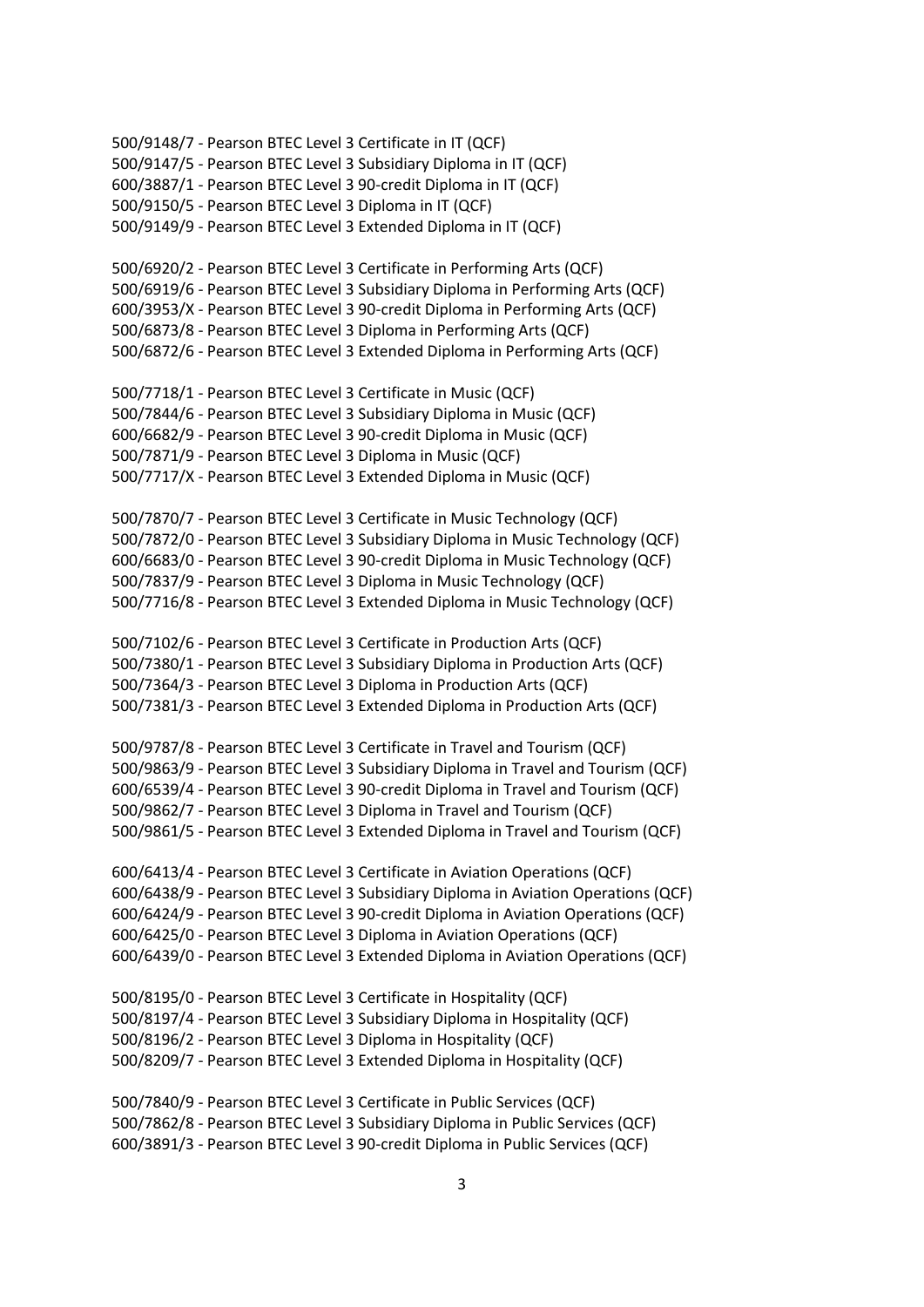500/9148/7 - Pearson BTEC Level 3 Certificate in IT (QCF)
500/9147/5 - Pearson BTEC Level 3 Subsidiary Diploma in IT (QCF)
600/3887/1 - Pearson BTEC Level 3 90-credit Diploma in IT (QCF)
500/9150/5 - Pearson BTEC Level 3 Diploma in IT (QCF)
500/9149/9 - Pearson BTEC Level 3 Extended Diploma in IT (QCF)

500/6920/2 - Pearson BTEC Level 3 Certificate in Performing Arts (QCF)
500/6919/6 - Pearson BTEC Level 3 Subsidiary Diploma in Performing Arts (QCF)
600/3953/X - Pearson BTEC Level 3 90-credit Diploma in Performing Arts (QCF)
500/6873/8 - Pearson BTEC Level 3 Diploma in Performing Arts (QCF)
500/6872/6 - Pearson BTEC Level 3 Extended Diploma in Performing Arts (QCF)

500/7718/1 - Pearson BTEC Level 3 Certificate in Music (QCF)
500/7844/6 - Pearson BTEC Level 3 Subsidiary Diploma in Music (QCF)
600/6682/9 - Pearson BTEC Level 3 90-credit Diploma in Music (QCF)
500/7871/9 - Pearson BTEC Level 3 Diploma in Music (QCF)
500/7717/X - Pearson BTEC Level 3 Extended Diploma in Music (QCF)

500/7870/7 - Pearson BTEC Level 3 Certificate in Music Technology (QCF)
500/7872/0 - Pearson BTEC Level 3 Subsidiary Diploma in Music Technology (QCF)
600/6683/0 - Pearson BTEC Level 3 90-credit Diploma in Music Technology (QCF)
500/7837/9 - Pearson BTEC Level 3 Diploma in Music Technology (QCF)
500/7716/8 - Pearson BTEC Level 3 Extended Diploma in Music Technology (QCF)

500/7102/6 - Pearson BTEC Level 3 Certificate in Production Arts (QCF)
500/7380/1 - Pearson BTEC Level 3 Subsidiary Diploma in Production Arts (QCF)
500/7364/3 - Pearson BTEC Level 3 Diploma in Production Arts (QCF)
500/7381/3 - Pearson BTEC Level 3 Extended Diploma in Production Arts (QCF)

500/9787/8 - Pearson BTEC Level 3 Certificate in Travel and Tourism (QCF)
500/9863/9 - Pearson BTEC Level 3 Subsidiary Diploma in Travel and Tourism (QCF)
600/6539/4 - Pearson BTEC Level 3 90-credit Diploma in Travel and Tourism (QCF)
500/9862/7 - Pearson BTEC Level 3 Diploma in Travel and Tourism (QCF)
500/9861/5 - Pearson BTEC Level 3 Extended Diploma in Travel and Tourism (QCF)

600/6413/4 - Pearson BTEC Level 3 Certificate in Aviation Operations (QCF)
600/6438/9 - Pearson BTEC Level 3 Subsidiary Diploma in Aviation Operations (QCF)
600/6424/9 - Pearson BTEC Level 3 90-credit Diploma in Aviation Operations (QCF)
600/6425/0 - Pearson BTEC Level 3 Diploma in Aviation Operations (QCF)
600/6439/0 - Pearson BTEC Level 3 Extended Diploma in Aviation Operations (QCF)

500/8195/0 - Pearson BTEC Level 3 Certificate in Hospitality (QCF)
500/8197/4 - Pearson BTEC Level 3 Subsidiary Diploma in Hospitality (QCF)
500/8196/2 - Pearson BTEC Level 3 Diploma in Hospitality (QCF)
500/8209/7 - Pearson BTEC Level 3 Extended Diploma in Hospitality (QCF)

500/7840/9 - Pearson BTEC Level 3 Certificate in Public Services (QCF)
500/7862/8 - Pearson BTEC Level 3 Subsidiary Diploma in Public Services (QCF)
600/3891/3 - Pearson BTEC Level 3 90-credit Diploma in Public Services (QCF)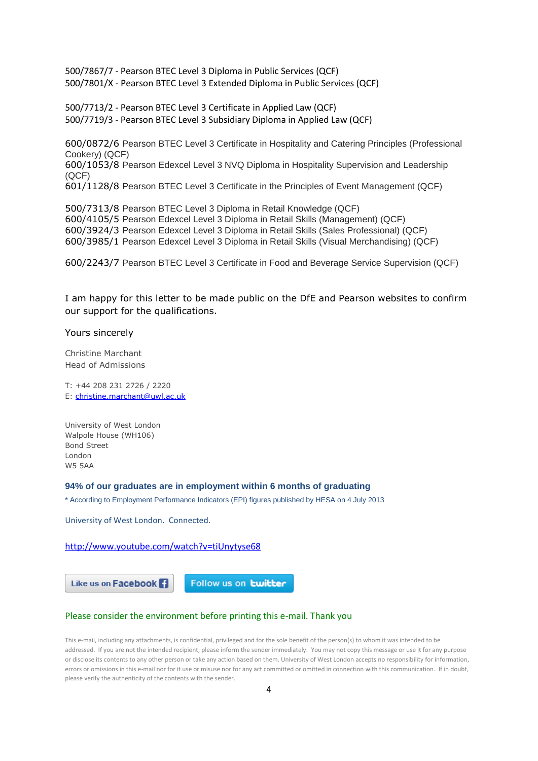500/7867/7 - Pearson BTEC Level 3 Diploma in Public Services (QCF)
500/7801/X - Pearson BTEC Level 3 Extended Diploma in Public Services (QCF)

500/7713/2 - Pearson BTEC Level 3 Certificate in Applied Law (QCF)
500/7719/3 - Pearson BTEC Level 3 Subsidiary Diploma in Applied Law (QCF)

600/0872/6 Pearson BTEC Level 3 Certificate in Hospitality and Catering Principles (Professional Cookery) (QCF)
600/1053/8 Pearson Edexcel Level 3 NVQ Diploma in Hospitality Supervision and Leadership (QCF)
601/1128/8 Pearson BTEC Level 3 Certificate in the Principles of Event Management (QCF)

500/7313/8 Pearson BTEC Level 3 Diploma in Retail Knowledge (QCF)
600/4105/5 Pearson Edexcel Level 3 Diploma in Retail Skills (Management) (QCF)
600/3924/3 Pearson Edexcel Level 3 Diploma in Retail Skills (Sales Professional) (QCF)
600/3985/1 Pearson Edexcel Level 3 Diploma in Retail Skills (Visual Merchandising) (QCF)

600/2243/7 Pearson BTEC Level 3 Certificate in Food and Beverage Service Supervision (QCF)

I am happy for this letter to be made public on the DfE and Pearson websites to confirm our support for the qualifications.

Yours sincerely

Christine Marchant
Head of Admissions

T: +44 208 231 2726 / 2220
E: christine.marchant@uwl.ac.uk

University of West London
Walpole House (WH106)
Bond Street
London
W5 5AA

**94% of our graduates are in employment within 6 months of graduating**

* According to Employment Performance Indicators (EPI) figures published by HESA on 4 July 2013

University of West London. Connected.

http://www.youtube.com/watch?v=tiUnytyse68

Like us on Facebook | Follow us on twitter

Please consider the environment before printing this e-mail. Thank you

This e-mail, including any attachments, is confidential, privileged and for the sole benefit of the person(s) to whom it was intended to be addressed. If you are not the intended recipient, please inform the sender immediately. You may not copy this message or use it for any purpose or disclose its contents to any other person or take any action based on them. University of West London accepts no responsibility for information, errors or omissions in this e-mail nor for it use or misuse nor for any act committed or omitted in connection with this communication. If in doubt, please verify the authenticity of the contents with the sender.